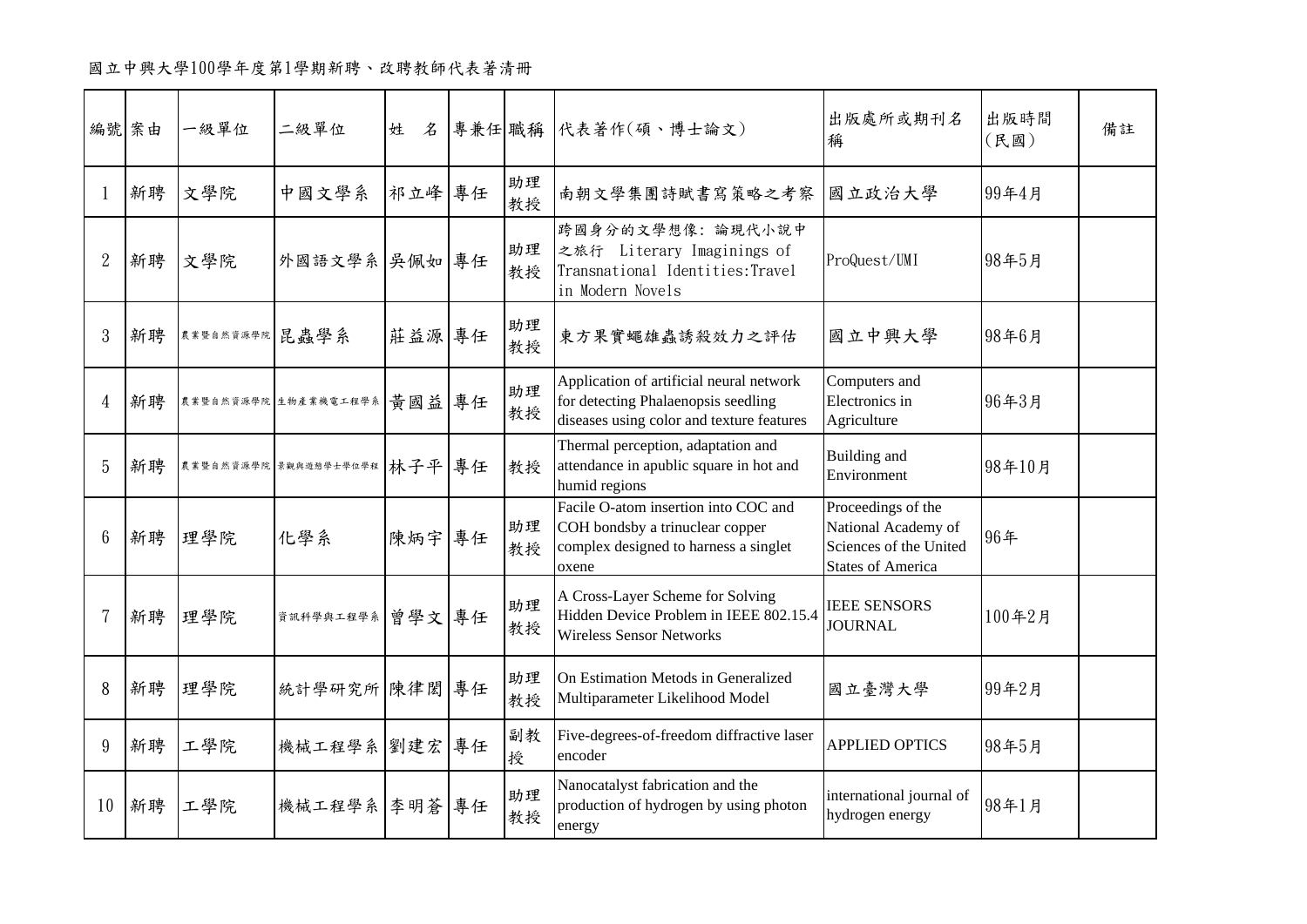國立中興大學100學年度第1學期新聘、改聘教師代表著清冊

| 編號 | 案由 | 一級單位 | 二級單位 | 姓　名 | 專兼任 | 職稱 | 代表著作(碩、博士論文) | 出版處所或期刊名稱 | 出版時間(民國) | 備註 |
|---|---|---|---|---|---|---|---|---|---|---|
| 1 | 新聘 | 文學院 | 中國文學系 | 祁立峰 | 專任 | 助理教授 | 南朝文學集團詩賦書寫策略之考察 | 國立政治大學 | 99年4月 | |
| 2 | 新聘 | 文學院 | 外國語文學系 | 吳佩如 | 專任 | 助理教授 | 跨國身分的文學想像: 論現代小說中之旅行 Literary Imaginings of Transnational Identities:Travel in Modern Novels | ProQuest/UMI | 98年5月 | |
| 3 | 新聘 | 農業暨自然資源學院 | 昆蟲學系 | 莊益源 | 專任 | 助理教授 | 東方果實蠅雄蟲誘殺效力之評估 | 國立中興大學 | 98年6月 | |
| 4 | 新聘 | 農業暨自然資源學院 | 生物產業機電工程學系 | 黃國益 | 專任 | 助理教授 | Application of artificial neural network for detecting Phalaenopsis seedling diseases using color and texture features | Computers and Electronics in Agriculture | 96年3月 | |
| 5 | 新聘 | 農業暨自然資源學院 | 景觀與遊憩學士學位學程 | 林子平 | 專任 | 教授 | Thermal perception, adaptation and attendance in apublic square in hot and humid regions | Building and Environment | 98年10月 | |
| 6 | 新聘 | 理學院 | 化學系 | 陳炳宇 | 專任 | 助理教授 | Facile O-atom insertion into COC and COH bondsby a trinuclear copper complex designed to harness a singlet oxene | Proceedings of the National Academy of Sciences of the United States of America | 96年 | |
| 7 | 新聘 | 理學院 | 資訊科學與工程學系 | 曾學文 | 專任 | 助理教授 | A Cross-Layer Scheme for Solving Hidden Device Problem in IEEE 802.15.4 Wireless Sensor Networks | IEEE SENSORS JOURNAL | 100年2月 | |
| 8 | 新聘 | 理學院 | 統計學研究所 | 陳律閎 | 專任 | 助理教授 | On Estimation Metods in Generalized Multiparameter Likelihood Model | 國立臺灣大學 | 99年2月 | |
| 9 | 新聘 | 工學院 | 機械工程學系 | 劉建宏 | 專任 | 副教授 | Five-degrees-of-freedom diffractive laser encoder | APPLIED OPTICS | 98年5月 | |
| 10 | 新聘 | 工學院 | 機械工程學系 | 李明蒼 | 專任 | 助理教授 | Nanocatalyst fabrication and the production of hydrogen by using photon energy | international journal of hydrogen energy | 98年1月 | |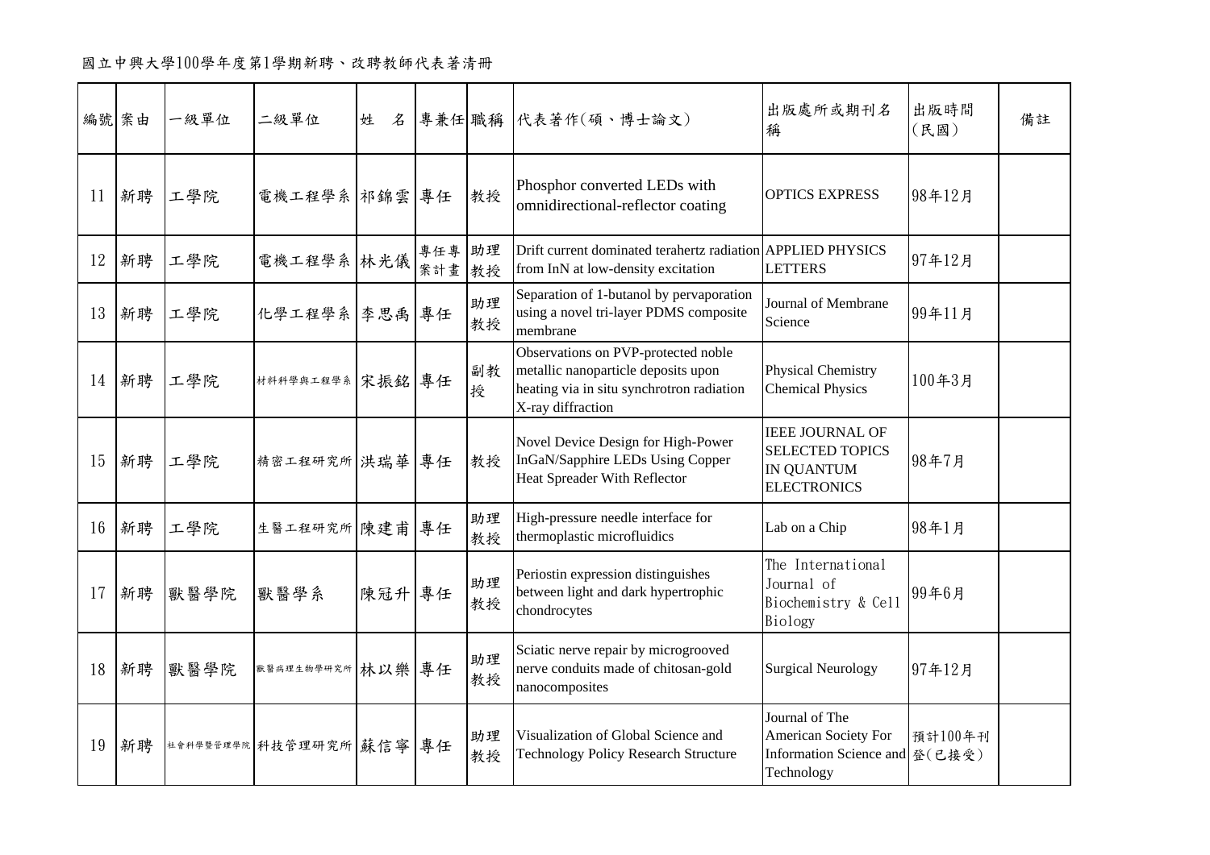國立中興大學100學年度第1學期新聘、改聘教師代表著清冊

| 編號 | 案由 | 一級單位 | 二級單位 | 姓　名 | 專兼任 | 職稱 | 代表著作(碩、博士論文) | 出版處所或期刊名稱 | 出版時間(民國) | 備註 |
|---|---|---|---|---|---|---|---|---|---|---|
| 11 | 新聘 | 工學院 | 電機工程學系 | 祁錦雲 | 專任 | 教授 | Phosphor converted LEDs with omnidirectional-reflector coating | OPTICS EXPRESS | 98年12月 | |
| 12 | 新聘 | 工學院 | 電機工程學系 | 林光儀 | 專任專案計畫 | 助理教授 | Drift current dominated terahertz radiation from InN at low-density excitation | APPLIED PHYSICS LETTERS | 97年12月 | |
| 13 | 新聘 | 工學院 | 化學工程學系 | 李思禹 | 專任 | 助理教授 | Separation of 1-butanol by pervaporation using a novel tri-layer PDMS composite membrane | Journal of Membrane Science | 99年11月 | |
| 14 | 新聘 | 工學院 | 材料科學與工程學系 | 宋振銘 | 專任 | 副教授 | Observations on PVP-protected noble metallic nanoparticle deposits upon heating via in situ synchrotron radiation X-ray diffraction | Physical Chemistry Chemical Physics | 100年3月 | |
| 15 | 新聘 | 工學院 | 精密工程研究所 | 洪瑞華 | 專任 | 教授 | Novel Device Design for High-Power InGaN/Sapphire LEDs Using Copper Heat Spreader With Reflector | IEEE JOURNAL OF SELECTED TOPICS IN QUANTUM ELECTRONICS | 98年7月 | |
| 16 | 新聘 | 工學院 | 生醫工程研究所 | 陳建甫 | 專任 | 助理教授 | High-pressure needle interface for thermoplastic microfluidics | Lab on a Chip | 98年1月 | |
| 17 | 新聘 | 獸醫學院 | 獸醫學系 | 陳冠升 | 專任 | 助理教授 | Periostin expression distinguishes between light and dark hypertrophic chondrocytes | The International Journal of Biochemistry & Cell Biology | 99年6月 | |
| 18 | 新聘 | 獸醫學院 | 獸醫病理生物學研究所 | 林以樂 | 專任 | 助理教授 | Sciatic nerve repair by microgrooved nerve conduits made of chitosan-gold nanocomposites | Surgical Neurology | 97年12月 | |
| 19 | 新聘 | 社會科學暨管理學院 | 科技管理研究所 | 蘇信寧 | 專任 | 助理教授 | Visualization of Global Science and Technology Policy Research Structure | Journal of The American Society For Information Science and Technology | 預計100年刊登(已接受) | |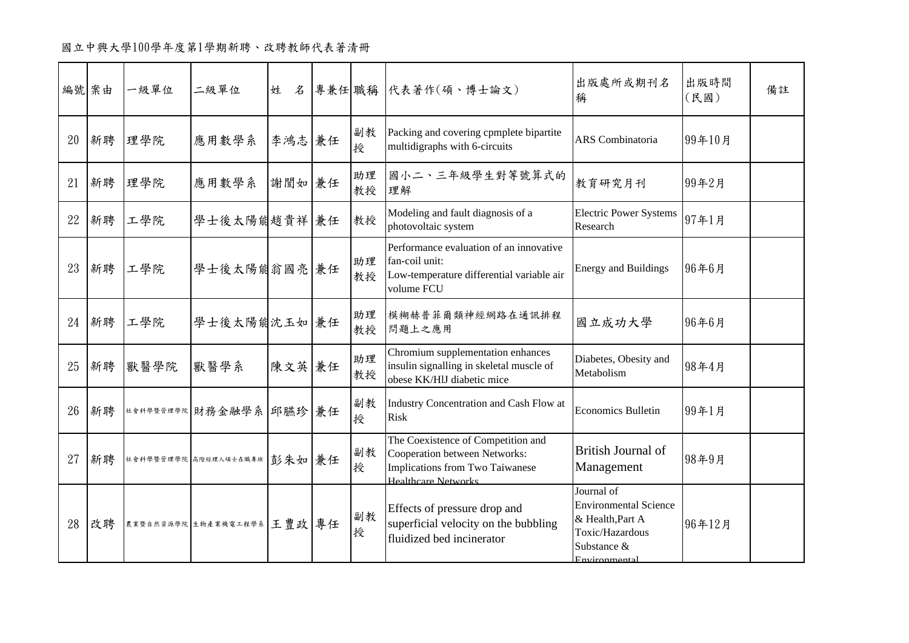國立中興大學100學年度第1學期新聘、改聘教師代表著清冊

| 編號 | 案由 | 一級單位 | 二級單位 | 姓　名 | 專兼任 | 職稱 | 代表著作(碩、博士論文) | 出版處所或期刊名稱 | 出版時間(民國) | 備註 |
|---|---|---|---|---|---|---|---|---|---|---|
| 20 | 新聘 | 理學院 | 應用數學系 | 李鴻志 | 兼任 | 副教授 | Packing and covering cpmplete bipartite multidigraphs with 6-circuits | ARS Combinatoria | 99年10月 | |
| 21 | 新聘 | 理學院 | 應用數學系 | 謝闓如 | 兼任 | 助理教授 | 國小二、三年級學生對等號算式的理解 | 教育研究月刊 | 99年2月 | |
| 22 | 新聘 | 工學院 | 學士後太陽能 | 趙貴祥 | 兼任 | 教授 | Modeling and fault diagnosis of a photovoltaic system | Electric Power Systems Research | 97年1月 | |
| 23 | 新聘 | 工學院 | 學士後太陽能 | 翁國亮 | 兼任 | 助理教授 | Performance evaluation of an innovative fan-coil unit: Low-temperature differential variable air volume FCU | Energy and Buildings | 96年6月 | |
| 24 | 新聘 | 工學院 | 學士後太陽能 | 沈玉如 | 兼任 | 助理教授 | 模糊赫普菲爾類神經網路在通訊排程問題上之應用 | 國立成功大學 | 96年6月 | |
| 25 | 新聘 | 獸醫學院 | 獸醫學系 | 陳文英 | 兼任 | 助理教授 | Chromium supplementation enhances insulin signalling in skeletal muscle of obese KK/HlJ diabetic mice | Diabetes, Obesity and Metabolism | 98年4月 | |
| 26 | 新聘 | 社會科學暨管理學院 | 財務金融學系 | 邱臙珍 | 兼任 | 副教授 | Industry Concentration and Cash Flow at Risk | Economics Bulletin | 99年1月 | |
| 27 | 新聘 | 社會科學暨管理學院 | 高階經理人碩士在職專班 | 彭朱如 | 兼任 | 副教授 | The Coexistence of Competition and Cooperation between Networks: Implications from Two Taiwanese Healthcare Networks | British Journal of Management | 98年9月 | |
| 28 | 改聘 | 農業暨自然資源學院 | 生物產業機電工程學系 | 王豊政 | 專任 | 副教授 | Effects of pressure drop and superficial velocity on the bubbling fluidized bed incinerator | Journal of Environmental Science & Health,Part A Toxic/Hazardous Substance & Environmental | 96年12月 | |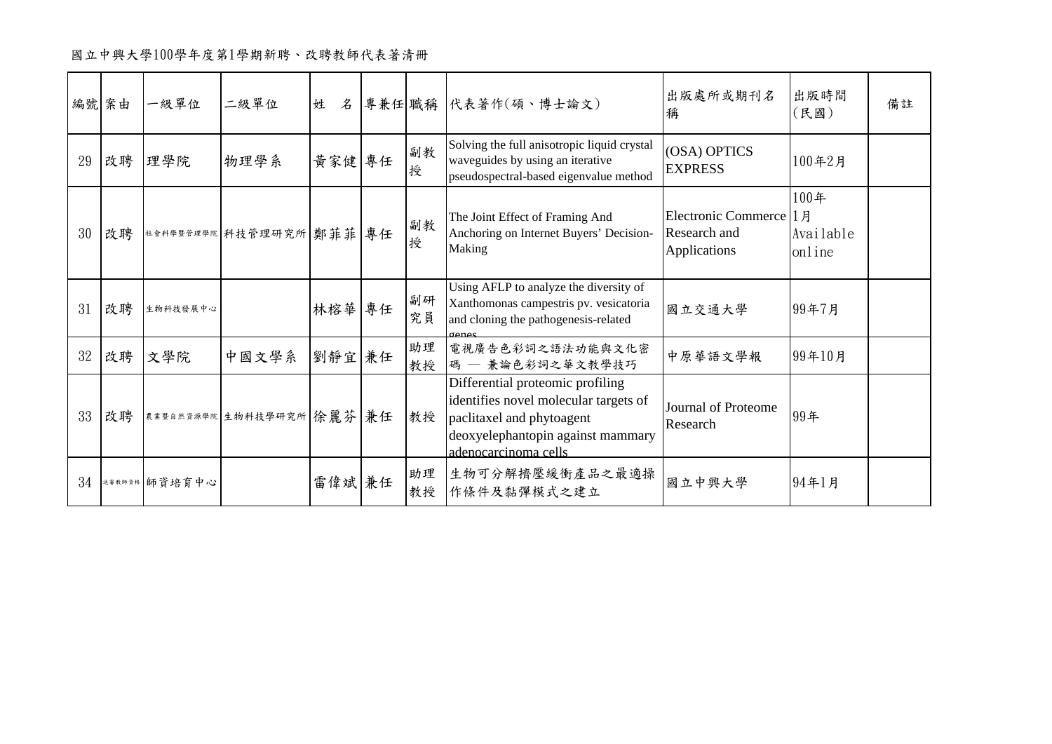國立中興大學100學年度第1學期新聘、改聘教師代表著清冊

| 編號 | 案由 | 一級單位 | 二級單位 | 姓　名 | 專兼任 | 職稱 | 代表著作(碩、博士論文) | 出版處所或期刊名稱 | 出版時間(民國) | 備註 |
|---|---|---|---|---|---|---|---|---|---|---|
| 29 | 改聘 | 理學院 | 物理學系 | 黃家健 | 專任 | 副教授 | Solving the full anisotropic liquid crystal waveguides by using an iterative pseudospectral-based eigenvalue method | (OSA) OPTICS EXPRESS | 100年2月 | |
| 30 | 改聘 | 社會科學暨管理學院 | 科技管理研究所 | 鄭菲菲 | 專任 | 副教授 | The Joint Effect of Framing And Anchoring on Internet Buyers' Decision-Making | Electronic Commerce Research and Applications | 100年1月 Available online | |
| 31 | 改聘 | 生物科技發展中心 | | 林榕華 | 專任 | 副研究員 | Using AFLP to analyze the diversity of Xanthomonas campestris pv. vesicatoria and cloning the pathogenesis-related genes | 國立交通大學 | 99年7月 | |
| 32 | 改聘 | 文學院 | 中國文學系 | 劉靜宜 | 兼任 | 助理教授 | 電視廣告色彩詞之語法功能與文化密碼 — 兼論色彩詞之華文教學技巧 | 中原華語文學報 | 99年10月 | |
| 33 | 改聘 | 農業暨自然資源學院 | 生物科技學研究所 | 徐麗芬 | 兼任 | 教授 | Differential proteomic profiling identifies novel molecular targets of paclitaxel and phytoagent deoxyelephantopin against mammary adenocarcinoma cells | Journal of Proteome Research | 99年 | |
| 34 | 送審教師資格 | 師資培育中心 | | 雷偉斌 | 兼任 | 助理教授 | 生物可分解擠壓緩衝產品之最適操作條件及黏彈模式之建立 | 國立中興大學 | 94年1月 | |